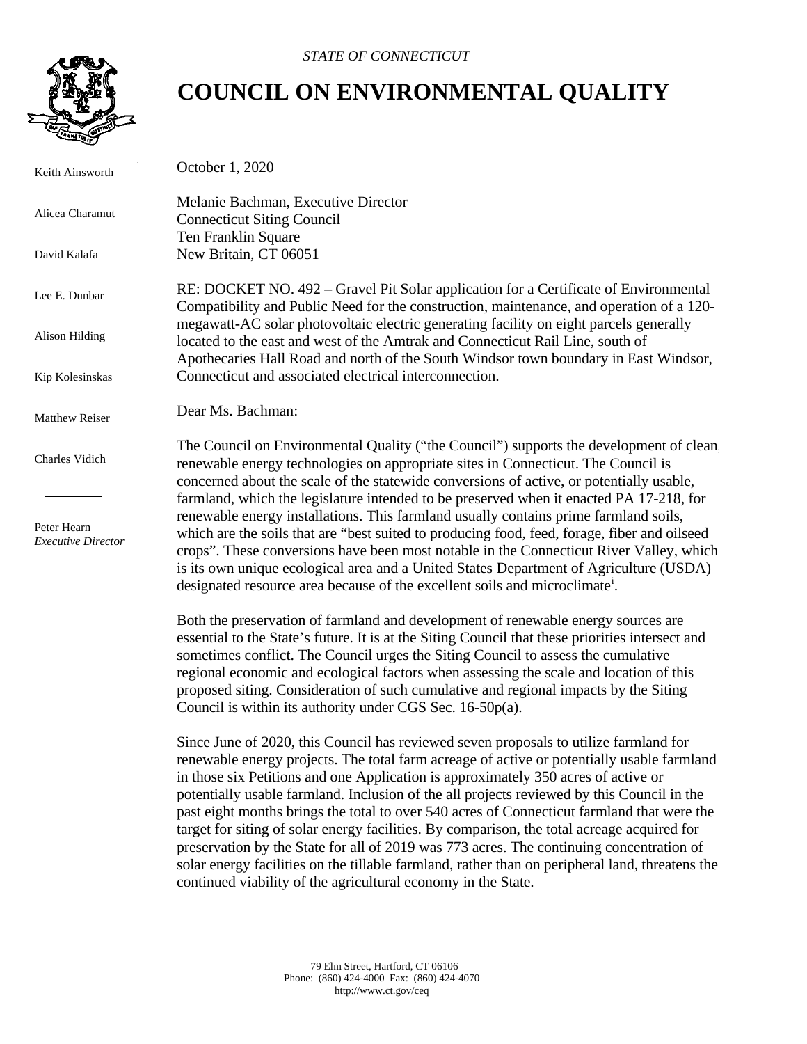*STATE OF CONNECTICUT*

# COUNCIL ON ENVIRONMENTAL QUALITY

Keith Ainsworth

Alicea Charamut

David Kalafa

Lee E. Dunbar

Alison Hilding

Kip Kolesinskas

Matthew Reiser

Charles Vidich

Peter Hearn
*Executive Director*

October 1, 2020

Melanie Bachman, Executive Director
Connecticut Siting Council
Ten Franklin Square
New Britain, CT 06051

RE: DOCKET NO. 492 – Gravel Pit Solar application for a Certificate of Environmental Compatibility and Public Need for the construction, maintenance, and operation of a 120-megawatt-AC solar photovoltaic electric generating facility on eight parcels generally located to the east and west of the Amtrak and Connecticut Rail Line, south of Apothecaries Hall Road and north of the South Windsor town boundary in East Windsor, Connecticut and associated electrical interconnection.

Dear Ms. Bachman:

The Council on Environmental Quality ("the Council") supports the development of clean, renewable energy technologies on appropriate sites in Connecticut. The Council is concerned about the scale of the statewide conversions of active, or potentially usable, farmland, which the legislature intended to be preserved when it enacted PA 17-218, for renewable energy installations. This farmland usually contains prime farmland soils, which are the soils that are "best suited to producing food, feed, forage, fiber and oilseed crops". These conversions have been most notable in the Connecticut River Valley, which is its own unique ecological area and a United States Department of Agriculture (USDA) designated resource area because of the excellent soils and microclimate[i].

Both the preservation of farmland and development of renewable energy sources are essential to the State's future. It is at the Siting Council that these priorities intersect and sometimes conflict. The Council urges the Siting Council to assess the cumulative regional economic and ecological factors when assessing the scale and location of this proposed siting. Consideration of such cumulative and regional impacts by the Siting Council is within its authority under CGS Sec. 16-50p(a).

Since June of 2020, this Council has reviewed seven proposals to utilize farmland for renewable energy projects. The total farm acreage of active or potentially usable farmland in those six Petitions and one Application is approximately 350 acres of active or potentially usable farmland. Inclusion of the all projects reviewed by this Council in the past eight months brings the total to over 540 acres of Connecticut farmland that were the target for siting of solar energy facilities. By comparison, the total acreage acquired for preservation by the State for all of 2019 was 773 acres. The continuing concentration of solar energy facilities on the tillable farmland, rather than on peripheral land, threatens the continued viability of the agricultural economy in the State.

79 Elm Street, Hartford, CT 06106
Phone: (860) 424-4000 Fax: (860) 424-4070
http://www.ct.gov/ceq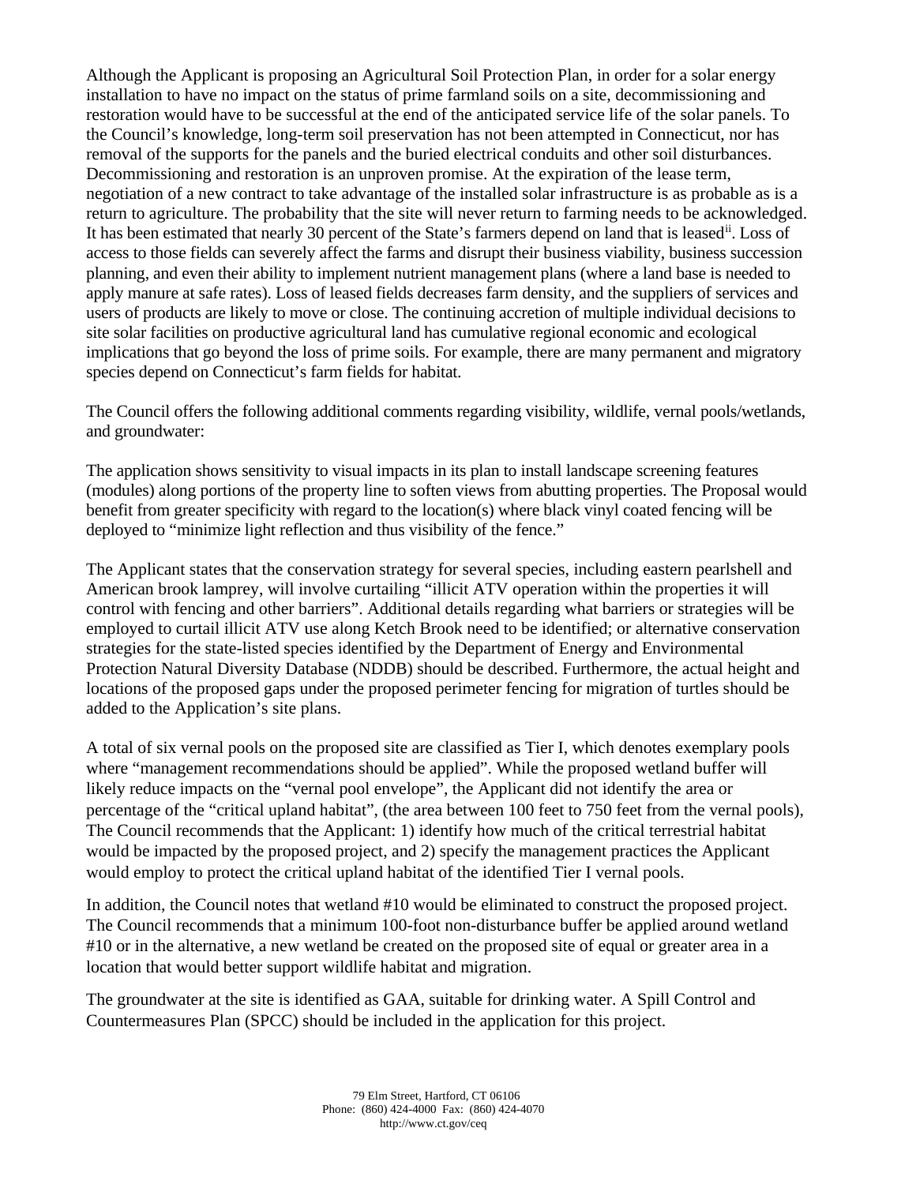Although the Applicant is proposing an Agricultural Soil Protection Plan, in order for a solar energy installation to have no impact on the status of prime farmland soils on a site, decommissioning and restoration would have to be successful at the end of the anticipated service life of the solar panels. To the Council's knowledge, long-term soil preservation has not been attempted in Connecticut, nor has removal of the supports for the panels and the buried electrical conduits and other soil disturbances. Decommissioning and restoration is an unproven promise. At the expiration of the lease term, negotiation of a new contract to take advantage of the installed solar infrastructure is as probable as is a return to agriculture. The probability that the site will never return to farming needs to be acknowledged. It has been estimated that nearly 30 percent of the State's farmers depend on land that is leased[ii]. Loss of access to those fields can severely affect the farms and disrupt their business viability, business succession planning, and even their ability to implement nutrient management plans (where a land base is needed to apply manure at safe rates). Loss of leased fields decreases farm density, and the suppliers of services and users of products are likely to move or close. The continuing accretion of multiple individual decisions to site solar facilities on productive agricultural land has cumulative regional economic and ecological implications that go beyond the loss of prime soils. For example, there are many permanent and migratory species depend on Connecticut's farm fields for habitat.

The Council offers the following additional comments regarding visibility, wildlife, vernal pools/wetlands, and groundwater:

The application shows sensitivity to visual impacts in its plan to install landscape screening features (modules) along portions of the property line to soften views from abutting properties. The Proposal would benefit from greater specificity with regard to the location(s) where black vinyl coated fencing will be deployed to "minimize light reflection and thus visibility of the fence."

The Applicant states that the conservation strategy for several species, including eastern pearlshell and American brook lamprey, will involve curtailing "illicit ATV operation within the properties it will control with fencing and other barriers". Additional details regarding what barriers or strategies will be employed to curtail illicit ATV use along Ketch Brook need to be identified; or alternative conservation strategies for the state-listed species identified by the Department of Energy and Environmental Protection Natural Diversity Database (NDDB) should be described. Furthermore, the actual height and locations of the proposed gaps under the proposed perimeter fencing for migration of turtles should be added to the Application's site plans.

A total of six vernal pools on the proposed site are classified as Tier I, which denotes exemplary pools where "management recommendations should be applied". While the proposed wetland buffer will likely reduce impacts on the "vernal pool envelope", the Applicant did not identify the area or percentage of the "critical upland habitat", (the area between 100 feet to 750 feet from the vernal pools), The Council recommends that the Applicant: 1) identify how much of the critical terrestrial habitat would be impacted by the proposed project, and 2) specify the management practices the Applicant would employ to protect the critical upland habitat of the identified Tier I vernal pools.

In addition, the Council notes that wetland #10 would be eliminated to construct the proposed project. The Council recommends that a minimum 100-foot non-disturbance buffer be applied around wetland #10 or in the alternative, a new wetland be created on the proposed site of equal or greater area in a location that would better support wildlife habitat and migration.

The groundwater at the site is identified as GAA, suitable for drinking water. A Spill Control and Countermeasures Plan (SPCC) should be included in the application for this project.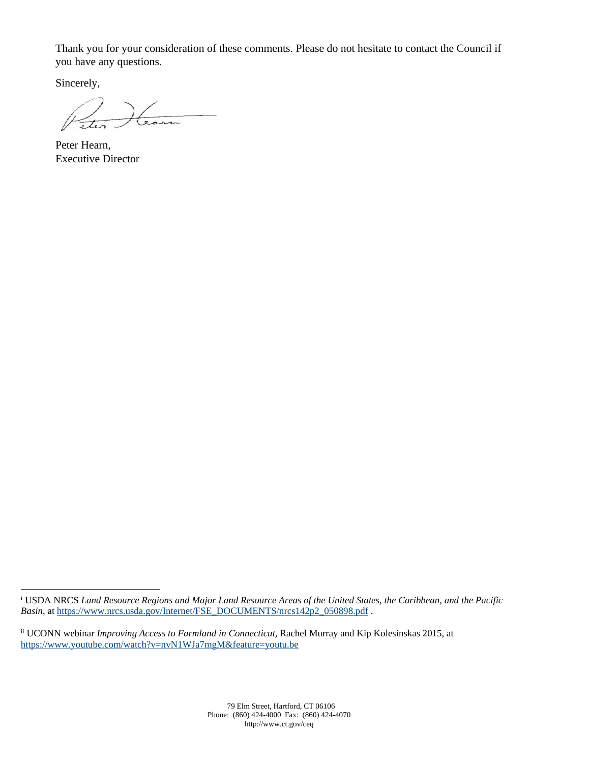Thank you for your consideration of these comments. Please do not hesitate to contact the Council if you have any questions.

Sincerely,

Peter Hearn,
Executive Director

---

[i] USDA NRCS *Land Resource Regions and Major Land Resource Areas of the United States, the Caribbean, and the Pacific Basin*, at https://www.nrcs.usda.gov/Internet/FSE_DOCUMENTS/nrcs142p2_050898.pdf .

[ii] UCONN webinar *Improving Access to Farmland in Connecticut*, Rachel Murray and Kip Kolesinskas 2015, at https://www.youtube.com/watch?v=nvN1WJa7mgM&feature=youtu.be

79 Elm Street, Hartford, CT 06106
Phone: (860) 424-4000 Fax: (860) 424-4070
http://www.ct.gov/ceq